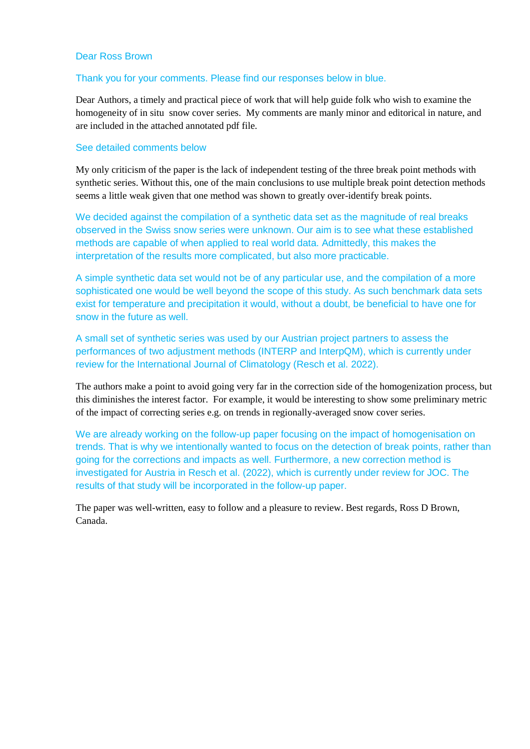Dear Ross Brown

Thank you for your comments. Please find our responses below in blue.

Dear Authors, a timely and practical piece of work that will help guide folk who wish to examine the homogeneity of in situ snow cover series. My comments are manly minor and editorical in nature, and are included in the attached annotated pdf file.

See detailed comments below

My only criticism of the paper is the lack of independent testing of the three break point methods with synthetic series. Without this, one of the main conclusions to use multiple break point detection methods seems a little weak given that one method was shown to greatly over-identify break points.

We decided against the compilation of a synthetic data set as the magnitude of real breaks observed in the Swiss snow series were unknown. Our aim is to see what these established methods are capable of when applied to real world data. Admittedly, this makes the interpretation of the results more complicated, but also more practicable.

A simple synthetic data set would not be of any particular use, and the compilation of a more sophisticated one would be well beyond the scope of this study. As such benchmark data sets exist for temperature and precipitation it would, without a doubt, be beneficial to have one for snow in the future as well.

A small set of synthetic series was used by our Austrian project partners to assess the performances of two adjustment methods (INTERP and InterpQM), which is currently under review for the International Journal of Climatology (Resch et al. 2022).

The authors make a point to avoid going very far in the correction side of the homogenization process, but this diminishes the interest factor. For example, it would be interesting to show some preliminary metric of the impact of correcting series e.g. on trends in regionally-averaged snow cover series.

We are already working on the follow-up paper focusing on the impact of homogenisation on trends. That is why we intentionally wanted to focus on the detection of break points, rather than going for the corrections and impacts as well. Furthermore, a new correction method is investigated for Austria in Resch et al. (2022), which is currently under review for JOC. The results of that study will be incorporated in the follow-up paper.

The paper was well-written, easy to follow and a pleasure to review. Best regards, Ross D Brown, Canada.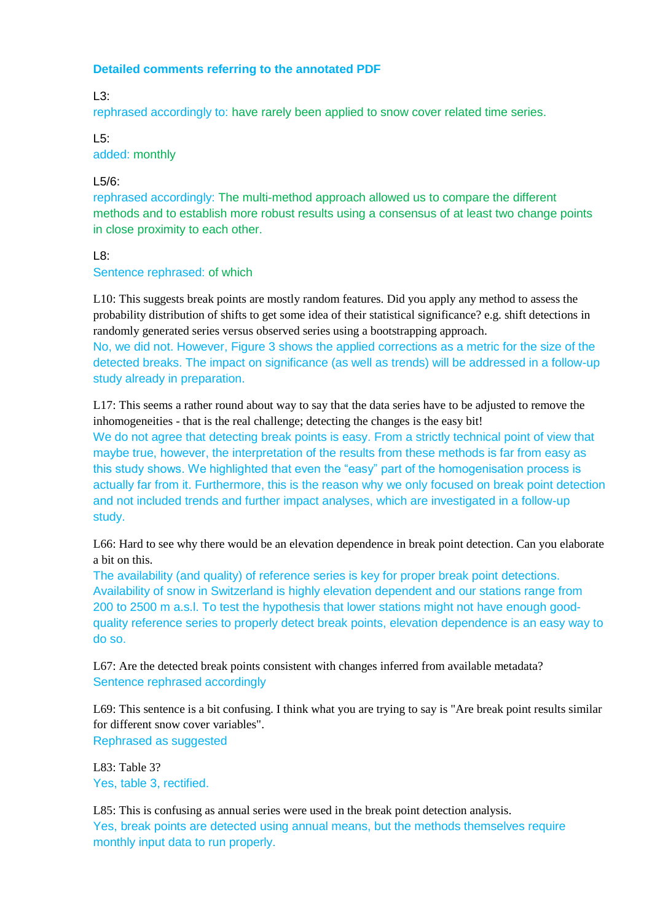## Detailed comments referring to the annotated PDF

L3:
rephrased accordingly to: have rarely been applied to snow cover related time series.

L5:
added: monthly

L5/6:
rephrased accordingly: The multi-method approach allowed us to compare the different methods and to establish more robust results using a consensus of at least two change points in close proximity to each other.

L8:
Sentence rephrased: of which

L10: This suggests break points are mostly random features. Did you apply any method to assess the probability distribution of shifts to get some idea of their statistical significance? e.g. shift detections in randomly generated series versus observed series using a bootstrapping approach.
No, we did not. However, Figure 3 shows the applied corrections as a metric for the size of the detected breaks. The impact on significance (as well as trends) will be addressed in a follow-up study already in preparation.

L17: This seems a rather round about way to say that the data series have to be adjusted to remove the inhomogeneities - that is the real challenge; detecting the changes is the easy bit!
We do not agree that detecting break points is easy. From a strictly technical point of view that maybe true, however, the interpretation of the results from these methods is far from easy as this study shows. We highlighted that even the "easy" part of the homogenisation process is actually far from it. Furthermore, this is the reason why we only focused on break point detection and not included trends and further impact analyses, which are investigated in a follow-up study.

L66: Hard to see why there would be an elevation dependence in break point detection. Can you elaborate a bit on this.
The availability (and quality) of reference series is key for proper break point detections. Availability of snow in Switzerland is highly elevation dependent and our stations range from 200 to 2500 m a.s.l. To test the hypothesis that lower stations might not have enough good-quality reference series to properly detect break points, elevation dependence is an easy way to do so.

L67: Are the detected break points consistent with changes inferred from available metadata?
Sentence rephrased accordingly

L69: This sentence is a bit confusing. I think what you are trying to say is "Are break point results similar for different snow cover variables".
Rephrased as suggested

L83: Table 3?
Yes, table 3, rectified.

L85: This is confusing as annual series were used in the break point detection analysis.
Yes, break points are detected using annual means, but the methods themselves require monthly input data to run properly.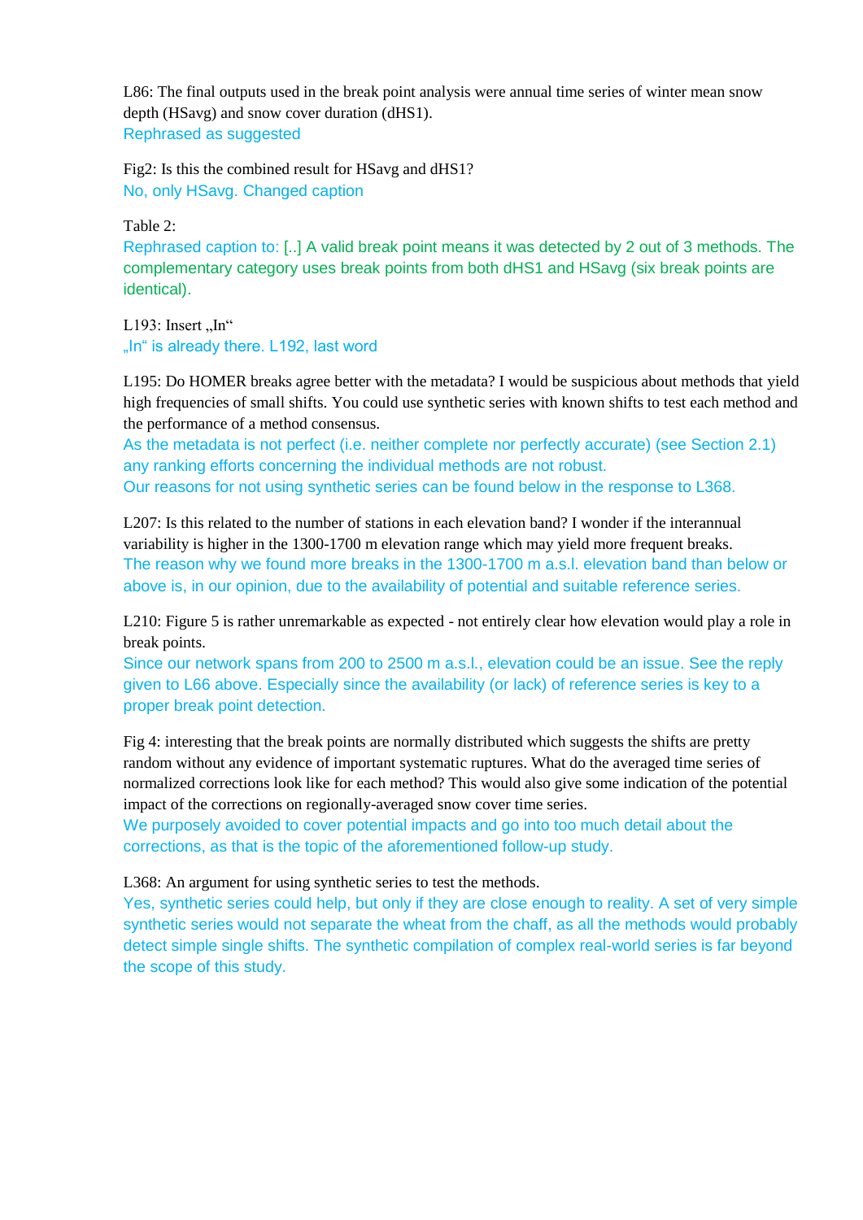L86: The final outputs used in the break point analysis were annual time series of winter mean snow depth (HSavg) and snow cover duration (dHS1).

Rephrased as suggested

Fig2: Is this the combined result for HSavg and dHS1?

No, only HSavg. Changed caption

Table 2:

Rephrased caption to: [..] A valid break point means it was detected by 2 out of 3 methods. The complementary category uses break points from both dHS1 and HSavg (six break points are identical).

L193: Insert „In“

„In“ is already there. L192, last word

L195: Do HOMER breaks agree better with the metadata? I would be suspicious about methods that yield high frequencies of small shifts. You could use synthetic series with known shifts to test each method and the performance of a method consensus.

As the metadata is not perfect (i.e. neither complete nor perfectly accurate) (see Section 2.1) any ranking efforts concerning the individual methods are not robust.
Our reasons for not using synthetic series can be found below in the response to L368.

L207: Is this related to the number of stations in each elevation band? I wonder if the interannual variability is higher in the 1300-1700 m elevation range which may yield more frequent breaks.

The reason why we found more breaks in the 1300-1700 m a.s.l. elevation band than below or above is, in our opinion, due to the availability of potential and suitable reference series.

L210: Figure 5 is rather unremarkable as expected - not entirely clear how elevation would play a role in break points.

Since our network spans from 200 to 2500 m a.s.l., elevation could be an issue. See the reply given to L66 above. Especially since the availability (or lack) of reference series is key to a proper break point detection.

Fig 4: interesting that the break points are normally distributed which suggests the shifts are pretty random without any evidence of important systematic ruptures. What do the averaged time series of normalized corrections look like for each method? This would also give some indication of the potential impact of the corrections on regionally-averaged snow cover time series.

We purposely avoided to cover potential impacts and go into too much detail about the corrections, as that is the topic of the aforementioned follow-up study.

L368: An argument for using synthetic series to test the methods.

Yes, synthetic series could help, but only if they are close enough to reality. A set of very simple synthetic series would not separate the wheat from the chaff, as all the methods would probably detect simple single shifts. The synthetic compilation of complex real-world series is far beyond the scope of this study.